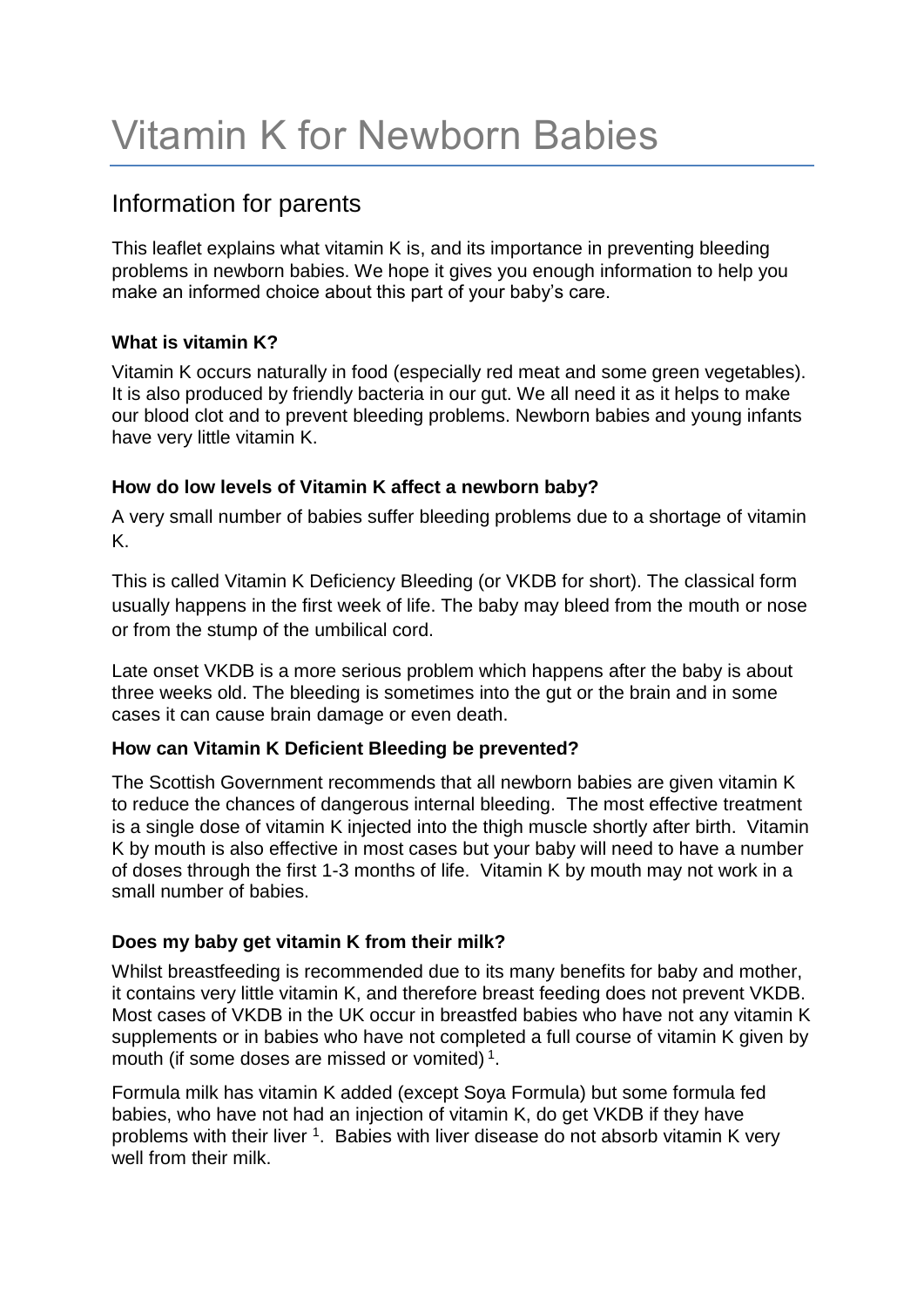# Vitamin K for Newborn Babies

## Information for parents

This leaflet explains what vitamin K is, and its importance in preventing bleeding problems in newborn babies. We hope it gives you enough information to help you make an informed choice about this part of your baby's care.

### What is vitamin K?

Vitamin K occurs naturally in food (especially red meat and some green vegetables). It is also produced by friendly bacteria in our gut. We all need it as it helps to make our blood clot and to prevent bleeding problems. Newborn babies and young infants have very little vitamin K.

### How do low levels of Vitamin K affect a newborn baby?

A very small number of babies suffer bleeding problems due to a shortage of vitamin K.

This is called Vitamin K Deficiency Bleeding (or VKDB for short). The classical form usually happens in the first week of life. The baby may bleed from the mouth or nose or from the stump of the umbilical cord.

Late onset VKDB is a more serious problem which happens after the baby is about three weeks old. The bleeding is sometimes into the gut or the brain and in some cases it can cause brain damage or even death.

### How can Vitamin K Deficient Bleeding be prevented?

The Scottish Government recommends that all newborn babies are given vitamin K to reduce the chances of dangerous internal bleeding. The most effective treatment is a single dose of vitamin K injected into the thigh muscle shortly after birth. Vitamin K by mouth is also effective in most cases but your baby will need to have a number of doses through the first 1-3 months of life. Vitamin K by mouth may not work in a small number of babies.

### Does my baby get vitamin K from their milk?

Whilst breastfeeding is recommended due to its many benefits for baby and mother, it contains very little vitamin K, and therefore breast feeding does not prevent VKDB. Most cases of VKDB in the UK occur in breastfed babies who have not any vitamin K supplements or in babies who have not completed a full course of vitamin K given by mouth (if some doses are missed or vomited) [1].

Formula milk has vitamin K added (except Soya Formula) but some formula fed babies, who have not had an injection of vitamin K, do get VKDB if they have problems with their liver [1]. Babies with liver disease do not absorb vitamin K very well from their milk.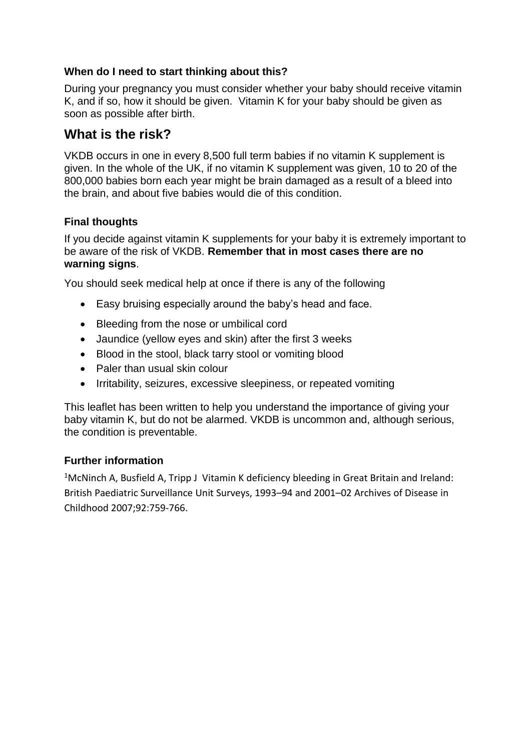### When do I need to start thinking about this?

During your pregnancy you must consider whether your baby should receive vitamin K, and if so, how it should be given. Vitamin K for your baby should be given as soon as possible after birth.

## What is the risk?

VKDB occurs in one in every 8,500 full term babies if no vitamin K supplement is given. In the whole of the UK, if no vitamin K supplement was given, 10 to 20 of the 800,000 babies born each year might be brain damaged as a result of a bleed into the brain, and about five babies would die of this condition.

### Final thoughts

If you decide against vitamin K supplements for your baby it is extremely important to be aware of the risk of VKDB. **Remember that in most cases there are no warning signs**.

You should seek medical help at once if there is any of the following

- Easy bruising especially around the baby's head and face.
- Bleeding from the nose or umbilical cord
- Jaundice (yellow eyes and skin) after the first 3 weeks
- Blood in the stool, black tarry stool or vomiting blood
- Paler than usual skin colour
- Irritability, seizures, excessive sleepiness, or repeated vomiting

This leaflet has been written to help you understand the importance of giving your baby vitamin K, but do not be alarmed. VKDB is uncommon and, although serious, the condition is preventable.

### Further information

[1]McNinch A, Busfield A, Tripp J Vitamin K deficiency bleeding in Great Britain and Ireland: British Paediatric Surveillance Unit Surveys, 1993–94 and 2001–02 Archives of Disease in Childhood 2007;92:759-766.